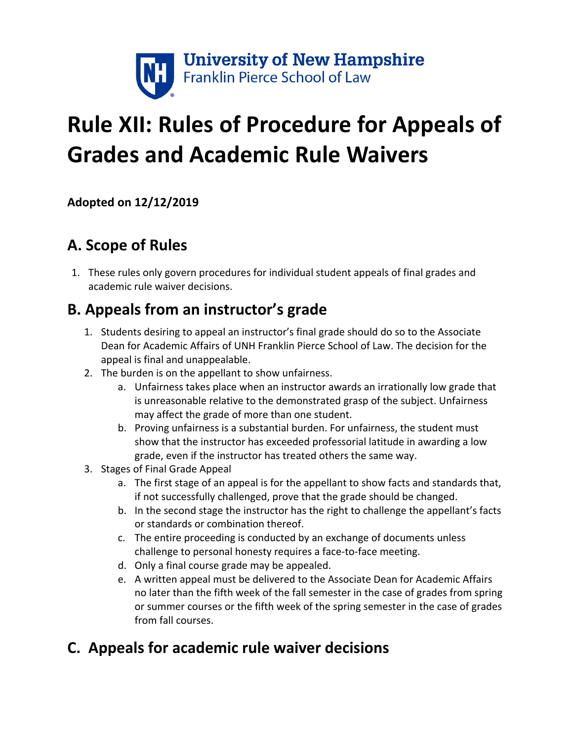University of New Hampshire
Franklin Pierce School of Law

# Rule XII: Rules of Procedure for Appeals of Grades and Academic Rule Waivers

**Adopted on 12/12/2019**

## A. Scope of Rules

1. These rules only govern procedures for individual student appeals of final grades and academic rule waiver decisions.

## B. Appeals from an instructor's grade

1. Students desiring to appeal an instructor's final grade should do so to the Associate Dean for Academic Affairs of UNH Franklin Pierce School of Law. The decision for the appeal is final and unappealable.
2. The burden is on the appellant to show unfairness.
    a. Unfairness takes place when an instructor awards an irrationally low grade that is unreasonable relative to the demonstrated grasp of the subject. Unfairness may affect the grade of more than one student.
    b. Proving unfairness is a substantial burden. For unfairness, the student must show that the instructor has exceeded professorial latitude in awarding a low grade, even if the instructor has treated others the same way.
3. Stages of Final Grade Appeal
    a. The first stage of an appeal is for the appellant to show facts and standards that, if not successfully challenged, prove that the grade should be changed.
    b. In the second stage the instructor has the right to challenge the appellant's facts or standards or combination thereof.
    c. The entire proceeding is conducted by an exchange of documents unless challenge to personal honesty requires a face-to-face meeting.
    d. Only a final course grade may be appealed.
    e. A written appeal must be delivered to the Associate Dean for Academic Affairs no later than the fifth week of the fall semester in the case of grades from spring or summer courses or the fifth week of the spring semester in the case of grades from fall courses.

## C. Appeals for academic rule waiver decisions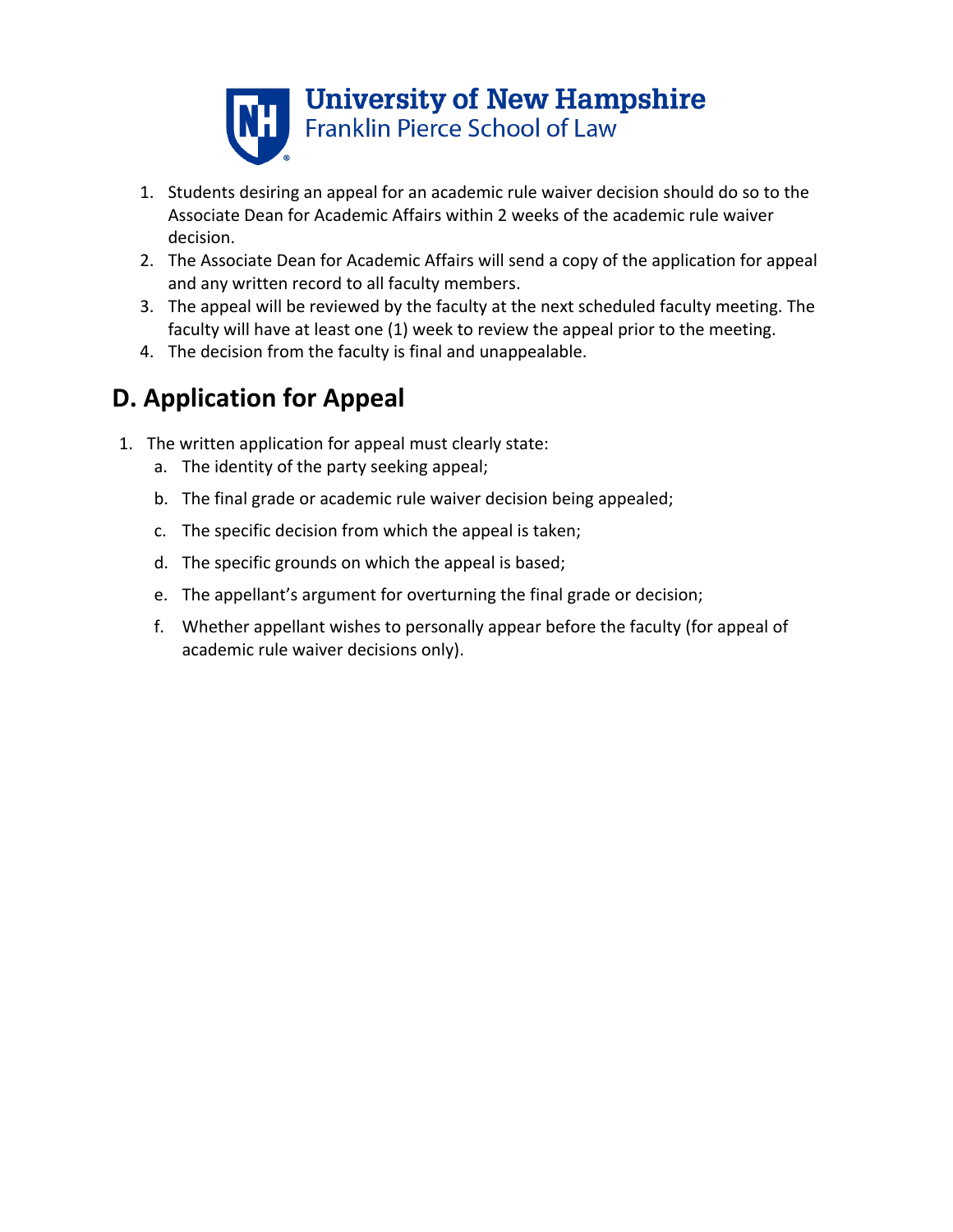1. Students desiring an appeal for an academic rule waiver decision should do so to the Associate Dean for Academic Affairs within 2 weeks of the academic rule waiver decision.
2. The Associate Dean for Academic Affairs will send a copy of the application for appeal and any written record to all faculty members.
3. The appeal will be reviewed by the faculty at the next scheduled faculty meeting. The faculty will have at least one (1) week to review the appeal prior to the meeting.
4. The decision from the faculty is final and unappealable.

## D. Application for Appeal

1. The written application for appeal must clearly state:
   a. The identity of the party seeking appeal;

   b. The final grade or academic rule waiver decision being appealed;

   c. The specific decision from which the appeal is taken;

   d. The specific grounds on which the appeal is based;

   e. The appellant's argument for overturning the final grade or decision;

   f. Whether appellant wishes to personally appear before the faculty (for appeal of academic rule waiver decisions only).